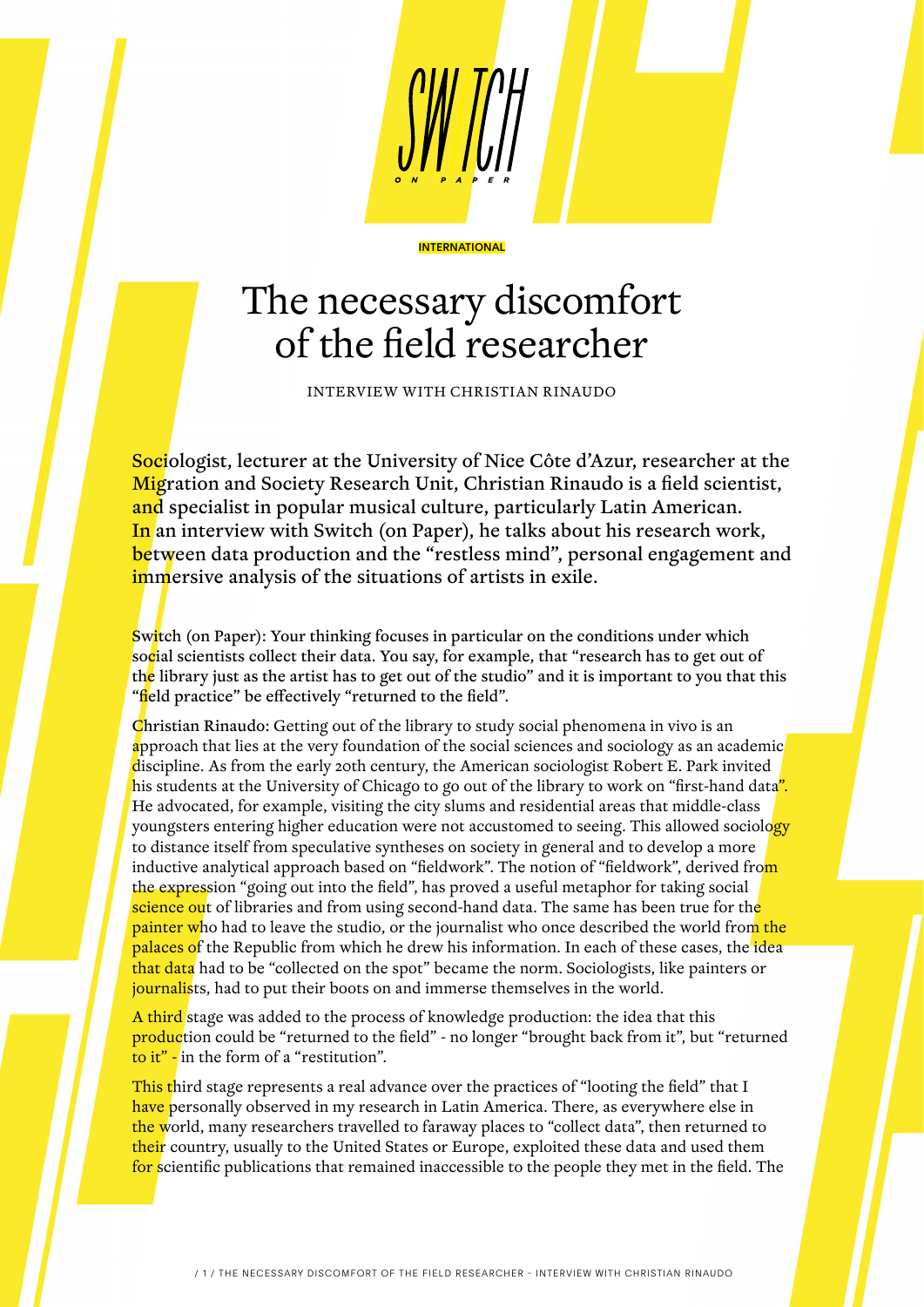INTERNATIONAL

# The necessary discomfort of the field researcher

INTERVIEW WITH CHRISTIAN RINAUDO

**Sociologist, lecturer at the University of Nice Côte d'Azur, researcher at the Migration and Society Research Unit, Christian Rinaudo is a field scientist, and specialist in popular musical culture, particularly Latin American. In an interview with Switch (on Paper), he talks about his research work, between data production and the "restless mind", personal engagement and immersive analysis of the situations of artists in exile.**

Switch (on Paper): Your thinking focuses in particular on the conditions under which social scientists collect their data. You say, for example, that "research has to get out of the library just as the artist has to get out of the studio" and it is important to you that this "field practice" be effectively "returned to the field".

Christian Rinaudo: Getting out of the library to study social phenomena in vivo is an approach that lies at the very foundation of the social sciences and sociology as an academic discipline. As from the early 20th century, the American sociologist Robert E. Park invited his students at the University of Chicago to go out of the library to work on "first-hand data". He advocated, for example, visiting the city slums and residential areas that middle-class youngsters entering higher education were not accustomed to seeing. This allowed sociology to distance itself from speculative syntheses on society in general and to develop a more inductive analytical approach based on "fieldwork". The notion of "fieldwork", derived from the expression "going out into the field", has proved a useful metaphor for taking social science out of libraries and from using second-hand data. The same has been true for the painter who had to leave the studio, or the journalist who once described the world from the palaces of the Republic from which he drew his information. In each of these cases, the idea that data had to be "collected on the spot" became the norm. Sociologists, like painters or journalists, had to put their boots on and immerse themselves in the world.

A third stage was added to the process of knowledge production: the idea that this production could be "returned to the field" - no longer "brought back from it", but "returned to it" - in the form of a "restitution".

This third stage represents a real advance over the practices of "looting the field" that I have personally observed in my research in Latin America. There, as everywhere else in the world, many researchers travelled to faraway places to "collect data", then returned to their country, usually to the United States or Europe, exploited these data and used them for scientific publications that remained inaccessible to the people they met in the field. The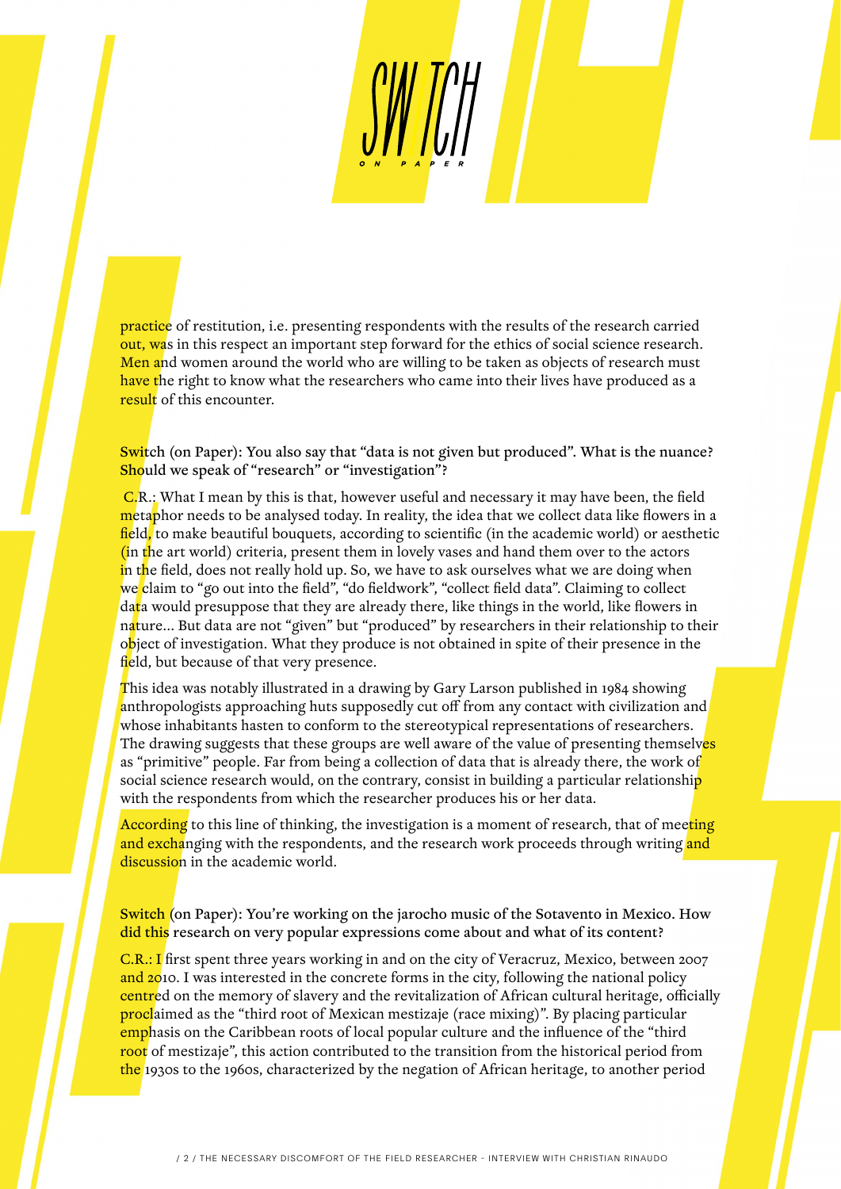practice of restitution, i.e. presenting respondents with the results of the research carried out, was in this respect an important step forward for the ethics of social science research. Men and women around the world who are willing to be taken as objects of research must have the right to know what the researchers who came into their lives have produced as a result of this encounter.

**Switch (on Paper): You also say that "data is not given but produced". What is the nuance? Should we speak of "research" or "investigation"?**

C.R.: What I mean by this is that, however useful and necessary it may have been, the field metaphor needs to be analysed today. In reality, the idea that we collect data like flowers in a field, to make beautiful bouquets, according to scientific (in the academic world) or aesthetic (in the art world) criteria, present them in lovely vases and hand them over to the actors in the field, does not really hold up. So, we have to ask ourselves what we are doing when we claim to "go out into the field", "do fieldwork", "collect field data". Claiming to collect data would presuppose that they are already there, like things in the world, like flowers in nature... But data are not "given" but "produced" by researchers in their relationship to their object of investigation. What they produce is not obtained in spite of their presence in the field, but because of that very presence.

This idea was notably illustrated in a drawing by Gary Larson published in 1984 showing anthropologists approaching huts supposedly cut off from any contact with civilization and whose inhabitants hasten to conform to the stereotypical representations of researchers. The drawing suggests that these groups are well aware of the value of presenting themselves as "primitive" people. Far from being a collection of data that is already there, the work of social science research would, on the contrary, consist in building a particular relationship with the respondents from which the researcher produces his or her data.

According to this line of thinking, the investigation is a moment of research, that of meeting and exchanging with the respondents, and the research work proceeds through writing and discussion in the academic world.

**Switch (on Paper): You're working on the jarocho music of the Sotavento in Mexico. How did this research on very popular expressions come about and what of its content?**

C.R.: I first spent three years working in and on the city of Veracruz, Mexico, between 2007 and 2010. I was interested in the concrete forms in the city, following the national policy centred on the memory of slavery and the revitalization of African cultural heritage, officially proclaimed as the "third root of Mexican mestizaje (race mixing)". By placing particular emphasis on the Caribbean roots of local popular culture and the influence of the "third root of mestizaje", this action contributed to the transition from the historical period from the 1930s to the 1960s, characterized by the negation of African heritage, to another period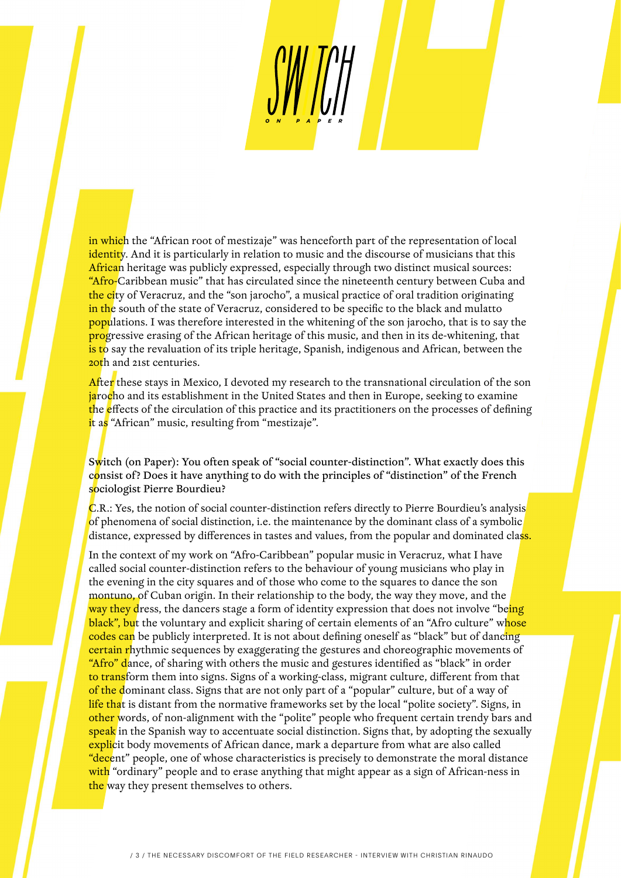in which the "African root of mestizaje" was henceforth part of the representation of local identity. And it is particularly in relation to music and the discourse of musicians that this African heritage was publicly expressed, especially through two distinct musical sources: "Afro-Caribbean music" that has circulated since the nineteenth century between Cuba and the city of Veracruz, and the "son jarocho", a musical practice of oral tradition originating in the south of the state of Veracruz, considered to be specific to the black and mulatto populations. I was therefore interested in the whitening of the son jarocho, that is to say the progressive erasing of the African heritage of this music, and then in its de-whitening, that is to say the revaluation of its triple heritage, Spanish, indigenous and African, between the 20th and 21st centuries.

After these stays in Mexico, I devoted my research to the transnational circulation of the son jarocho and its establishment in the United States and then in Europe, seeking to examine the effects of the circulation of this practice and its practitioners on the processes of defining it as "African" music, resulting from "mestizaje".

**Switch (on Paper): You often speak of "social counter-distinction". What exactly does this consist of? Does it have anything to do with the principles of "distinction" of the French sociologist Pierre Bourdieu?**

C.R.: Yes, the notion of social counter-distinction refers directly to Pierre Bourdieu's analysis of phenomena of social distinction, i.e. the maintenance by the dominant class of a symbolic distance, expressed by differences in tastes and values, from the popular and dominated class.

In the context of my work on "Afro-Caribbean" popular music in Veracruz, what I have called social counter-distinction refers to the behaviour of young musicians who play in the evening in the city squares and of those who come to the squares to dance the son montuno, of Cuban origin. In their relationship to the body, the way they move, and the way they dress, the dancers stage a form of identity expression that does not involve "being black", but the voluntary and explicit sharing of certain elements of an "Afro culture" whose codes can be publicly interpreted. It is not about defining oneself as "black" but of dancing certain rhythmic sequences by exaggerating the gestures and choreographic movements of "Afro" dance, of sharing with others the music and gestures identified as "black" in order to transform them into signs. Signs of a working-class, migrant culture, different from that of the dominant class. Signs that are not only part of a "popular" culture, but of a way of life that is distant from the normative frameworks set by the local "polite society". Signs, in other words, of non-alignment with the "polite" people who frequent certain trendy bars and speak in the Spanish way to accentuate social distinction. Signs that, by adopting the sexually explicit body movements of African dance, mark a departure from what are also called "decent" people, one of whose characteristics is precisely to demonstrate the moral distance with "ordinary" people and to erase anything that might appear as a sign of African-ness in the way they present themselves to others.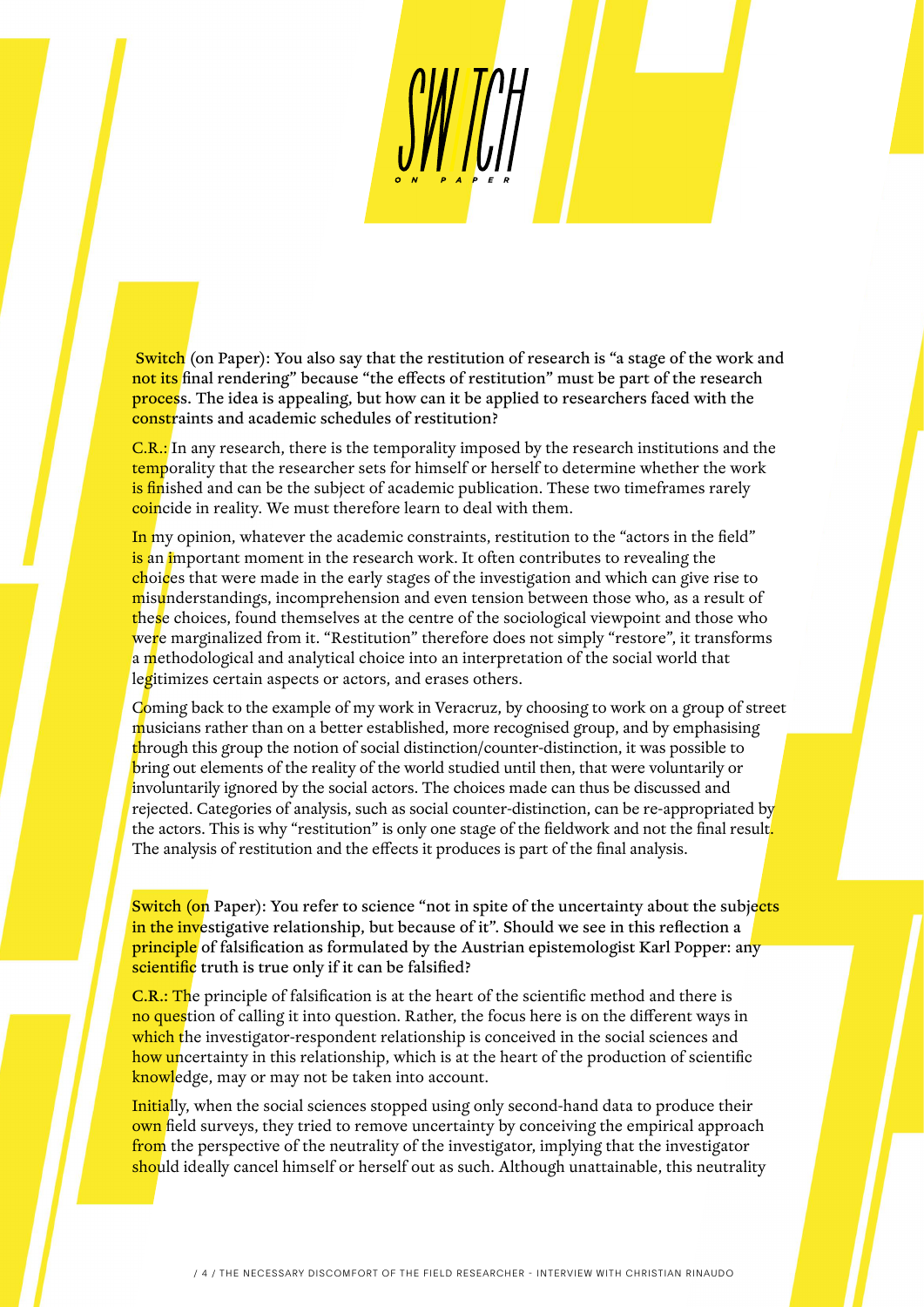**Switch (on Paper): You also say that the restitution of research is "a stage of the work and not its final rendering" because "the effects of restitution" must be part of the research process. The idea is appealing, but how can it be applied to researchers faced with the constraints and academic schedules of restitution?**

**C.R.:** In any research, there is the temporality imposed by the research institutions and the temporality that the researcher sets for himself or herself to determine whether the work is finished and can be the subject of academic publication. These two timeframes rarely coincide in reality. We must therefore learn to deal with them.

In my opinion, whatever the academic constraints, restitution to the "actors in the field" is an important moment in the research work. It often contributes to revealing the choices that were made in the early stages of the investigation and which can give rise to misunderstandings, incomprehension and even tension between those who, as a result of these choices, found themselves at the centre of the sociological viewpoint and those who were marginalized from it. "Restitution" therefore does not simply "restore", it transforms a methodological and analytical choice into an interpretation of the social world that legitimizes certain aspects or actors, and erases others.

Coming back to the example of my work in Veracruz, by choosing to work on a group of street musicians rather than on a better established, more recognised group, and by emphasising through this group the notion of social distinction/counter-distinction, it was possible to bring out elements of the reality of the world studied until then, that were voluntarily or involuntarily ignored by the social actors. The choices made can thus be discussed and rejected. Categories of analysis, such as social counter-distinction, can be re-appropriated by the actors. This is why "restitution" is only one stage of the fieldwork and not the final result. The analysis of restitution and the effects it produces is part of the final analysis.

**Switch (on Paper): You refer to science "not in spite of the uncertainty about the subjects in the investigative relationship, but because of it". Should we see in this reflection a principle of falsification as formulated by the Austrian epistemologist Karl Popper: any scientific truth is true only if it can be falsified?**

**C.R.:** The principle of falsification is at the heart of the scientific method and there is no question of calling it into question. Rather, the focus here is on the different ways in which the investigator-respondent relationship is conceived in the social sciences and how uncertainty in this relationship, which is at the heart of the production of scientific knowledge, may or may not be taken into account.

Initially, when the social sciences stopped using only second-hand data to produce their own field surveys, they tried to remove uncertainty by conceiving the empirical approach from the perspective of the neutrality of the investigator, implying that the investigator should ideally cancel himself or herself out as such. Although unattainable, this neutrality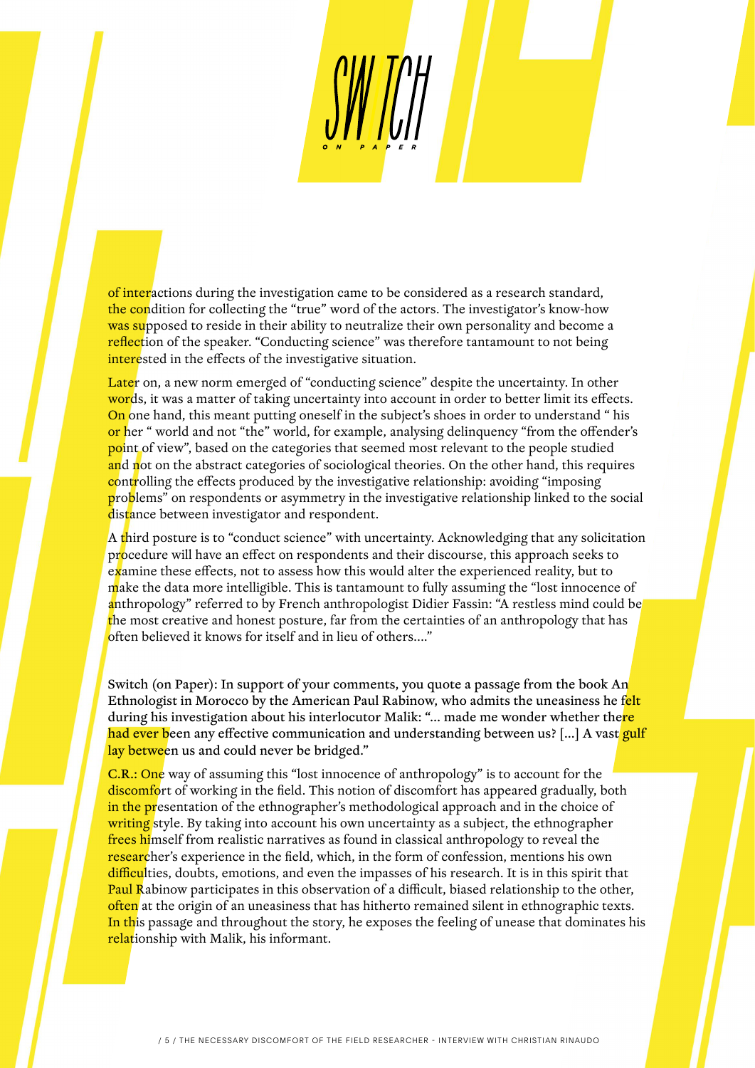of interactions during the investigation came to be considered as a research standard, the condition for collecting the "true" word of the actors. The investigator's know-how was supposed to reside in their ability to neutralize their own personality and become a reflection of the speaker. "Conducting science" was therefore tantamount to not being interested in the effects of the investigative situation.

Later on, a new norm emerged of "conducting science" despite the uncertainty. In other words, it was a matter of taking uncertainty into account in order to better limit its effects. On one hand, this meant putting oneself in the subject's shoes in order to understand " his or her " world and not "the" world, for example, analysing delinquency "from the offender's point of view", based on the categories that seemed most relevant to the people studied and not on the abstract categories of sociological theories. On the other hand, this requires controlling the effects produced by the investigative relationship: avoiding "imposing problems" on respondents or asymmetry in the investigative relationship linked to the social distance between investigator and respondent.

A third posture is to "conduct science" with uncertainty. Acknowledging that any solicitation procedure will have an effect on respondents and their discourse, this approach seeks to examine these effects, not to assess how this would alter the experienced reality, but to make the data more intelligible. This is tantamount to fully assuming the "lost innocence of anthropology" referred to by French anthropologist Didier Fassin: "A restless mind could be the most creative and honest posture, far from the certainties of an anthropology that has often believed it knows for itself and in lieu of others...."

**Switch (on Paper): In support of your comments, you quote a passage from the book An Ethnologist in Morocco by the American Paul Rabinow, who admits the uneasiness he felt during his investigation about his interlocutor Malik: "... made me wonder whether there had ever been any effective communication and understanding between us? [...] A vast gulf lay between us and could never be bridged."**

C.R.: One way of assuming this "lost innocence of anthropology" is to account for the discomfort of working in the field. This notion of discomfort has appeared gradually, both in the presentation of the ethnographer's methodological approach and in the choice of writing style. By taking into account his own uncertainty as a subject, the ethnographer frees himself from realistic narratives as found in classical anthropology to reveal the researcher's experience in the field, which, in the form of confession, mentions his own difficulties, doubts, emotions, and even the impasses of his research. It is in this spirit that Paul Rabinow participates in this observation of a difficult, biased relationship to the other, often at the origin of an uneasiness that has hitherto remained silent in ethnographic texts. In this passage and throughout the story, he exposes the feeling of unease that dominates his relationship with Malik, his informant.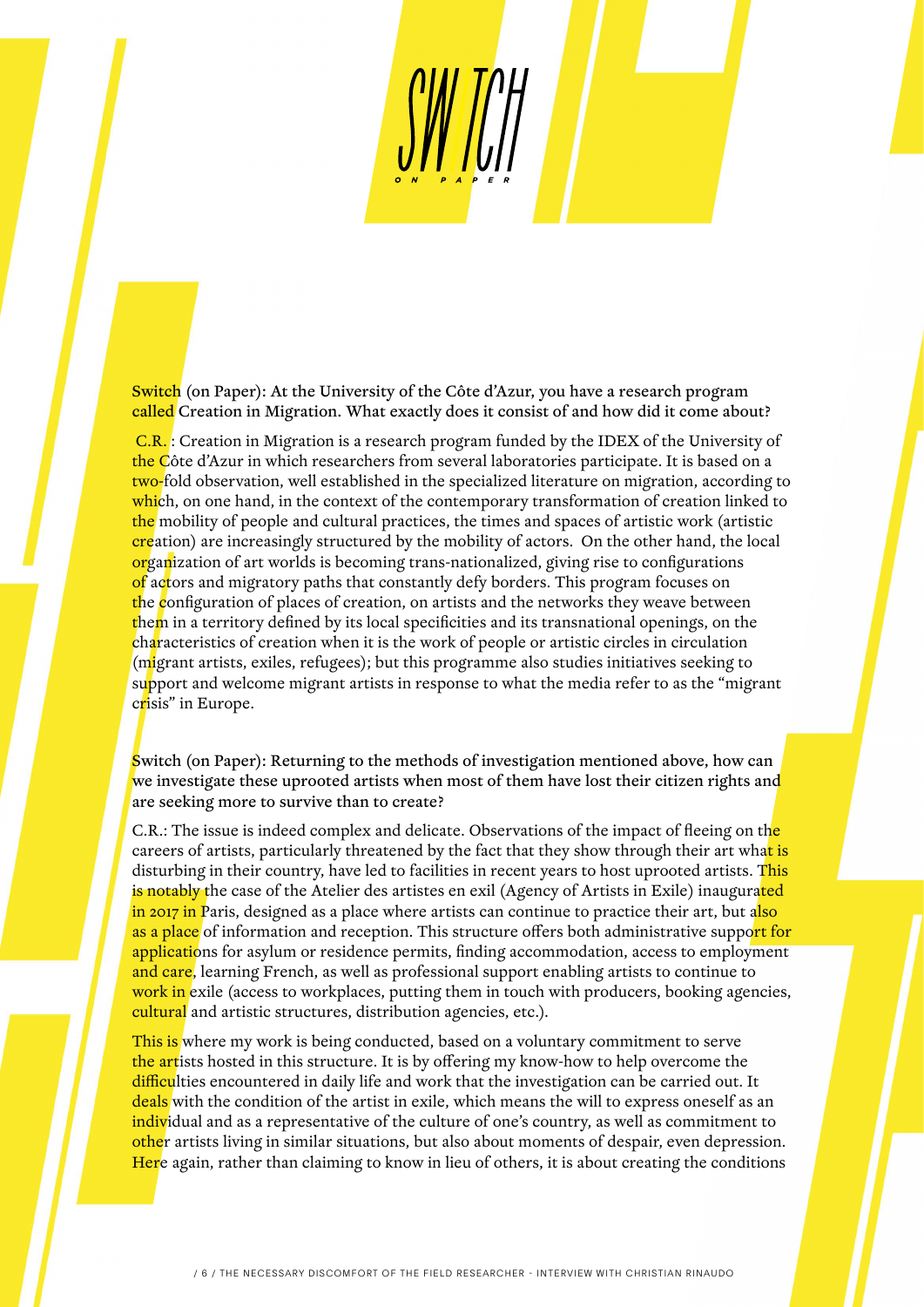**Switch (on Paper): At the University of the Côte d'Azur, you have a research program called Creation in Migration. What exactly does it consist of and how did it come about?**

C.R. : Creation in Migration is a research program funded by the IDEX of the University of the Côte d'Azur in which researchers from several laboratories participate. It is based on a two-fold observation, well established in the specialized literature on migration, according to which, on one hand, in the context of the contemporary transformation of creation linked to the mobility of people and cultural practices, the times and spaces of artistic work (artistic creation) are increasingly structured by the mobility of actors. On the other hand, the local organization of art worlds is becoming trans-nationalized, giving rise to configurations of actors and migratory paths that constantly defy borders. This program focuses on the configuration of places of creation, on artists and the networks they weave between them in a territory defined by its local specificities and its transnational openings, on the characteristics of creation when it is the work of people or artistic circles in circulation (migrant artists, exiles, refugees); but this programme also studies initiatives seeking to support and welcome migrant artists in response to what the media refer to as the "migrant crisis" in Europe.

**Switch (on Paper): Returning to the methods of investigation mentioned above, how can we investigate these uprooted artists when most of them have lost their citizen rights and are seeking more to survive than to create?**

C.R.: The issue is indeed complex and delicate. Observations of the impact of fleeing on the careers of artists, particularly threatened by the fact that they show through their art what is disturbing in their country, have led to facilities in recent years to host uprooted artists. This is notably the case of the Atelier des artistes en exil (Agency of Artists in Exile) inaugurated in 2017 in Paris, designed as a place where artists can continue to practice their art, but also as a place of information and reception. This structure offers both administrative support for applications for asylum or residence permits, finding accommodation, access to employment and care, learning French, as well as professional support enabling artists to continue to work in exile (access to workplaces, putting them in touch with producers, booking agencies, cultural and artistic structures, distribution agencies, etc.).

This is where my work is being conducted, based on a voluntary commitment to serve the artists hosted in this structure. It is by offering my know-how to help overcome the difficulties encountered in daily life and work that the investigation can be carried out. It deals with the condition of the artist in exile, which means the will to express oneself as an individual and as a representative of the culture of one's country, as well as commitment to other artists living in similar situations, but also about moments of despair, even depression. Here again, rather than claiming to know in lieu of others, it is about creating the conditions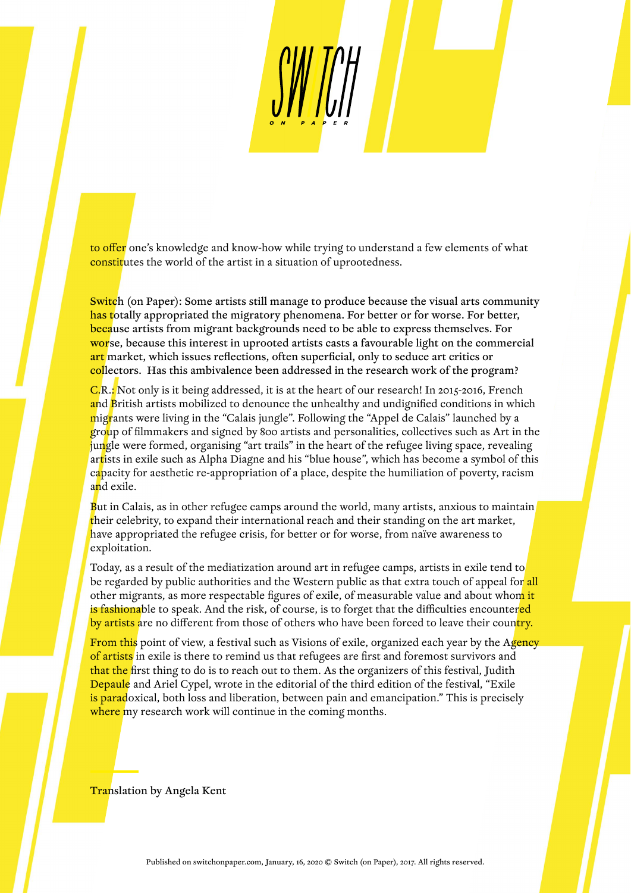to offer one's knowledge and know-how while trying to understand a few elements of what constitutes the world of the artist in a situation of uprootedness.

Switch (on Paper): Some artists still manage to produce because the visual arts community has totally appropriated the migratory phenomena. For better or for worse. For better, because artists from migrant backgrounds need to be able to express themselves. For worse, because this interest in uprooted artists casts a favourable light on the commercial art market, which issues reflections, often superficial, only to seduce art critics or collectors. Has this ambivalence been addressed in the research work of the program?

C.R.: Not only is it being addressed, it is at the heart of our research! In 2015-2016, French and British artists mobilized to denounce the unhealthy and undignified conditions in which migrants were living in the "Calais jungle". Following the "Appel de Calais" launched by a group of filmmakers and signed by 800 artists and personalities, collectives such as Art in the jungle were formed, organising "art trails" in the heart of the refugee living space, revealing artists in exile such as Alpha Diagne and his "blue house", which has become a symbol of this capacity for aesthetic re-appropriation of a place, despite the humiliation of poverty, racism and exile.

But in Calais, as in other refugee camps around the world, many artists, anxious to maintain their celebrity, to expand their international reach and their standing on the art market, have appropriated the refugee crisis, for better or for worse, from naïve awareness to exploitation.

Today, as a result of the mediatization around art in refugee camps, artists in exile tend to be regarded by public authorities and the Western public as that extra touch of appeal for all other migrants, as more respectable figures of exile, of measurable value and about whom it is fashionable to speak. And the risk, of course, is to forget that the difficulties encountered by artists are no different from those of others who have been forced to leave their country.

From this point of view, a festival such as Visions of exile, organized each year by the Agency of artists in exile is there to remind us that refugees are first and foremost survivors and that the first thing to do is to reach out to them. As the organizers of this festival, Judith Depaule and Ariel Cypel, wrote in the editorial of the third edition of the festival, "Exile is paradoxical, both loss and liberation, between pain and emancipation." This is precisely where my research work will continue in the coming months.

Translation by Angela Kent

Published on switchonpaper.com, January, 16, 2020 © Switch (on Paper), 2017. All rights reserved.